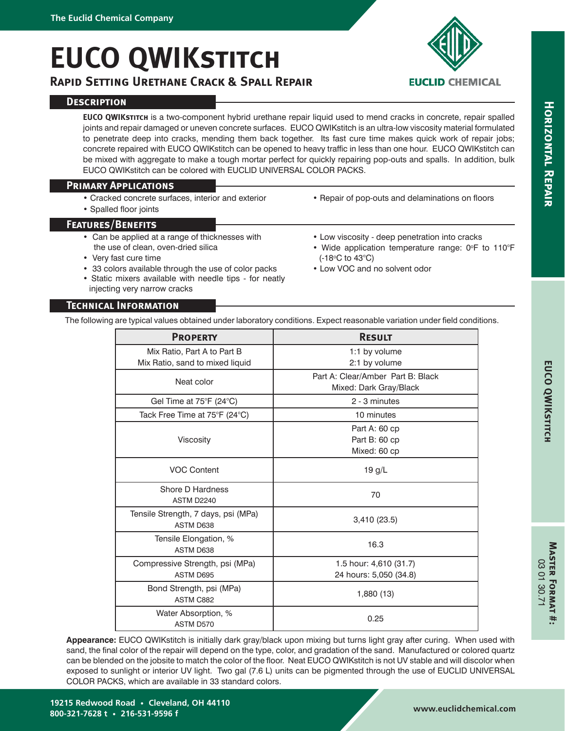# EUCO QWIKSTITCH

## RAPID SETTING URETHANE CRACK & SPALL REPAIR

### DESCRIPTION

**EUCO QWIKSTITCH** is a two-component hybrid urethane repair liquid used to mend cracks in concrete, repair spalled joints and repair damaged or uneven concrete surfaces. EUCO QWIKstitch is an ultra-low viscosity material formulated to penetrate deep into cracks, mending them back together. Its fast cure time makes quick work of repair jobs; concrete repaired with EUCO QWIKstitch can be opened to heavy traffic in less than one hour. EUCO QWIKstitch can be mixed with aggregate to make a tough mortar perfect for quickly repairing pop-outs and spalls. In addition, bulk EUCO QWIKstitch can be colored with EUCLID UNIVERSAL COLOR PACKS.

### PRIMARY APPLICATIONS

- Cracked concrete surfaces, interior and exterior
- Spalled floor joints
- Repair of pop-outs and delaminations on floors

### FEATURES/BENEFITS

- Can be applied at a range of thicknesses with the use of clean, oven-dried silica
- Very fast cure time
- 33 colors available through the use of color packs
- Static mixers available with needle tips - for neatly injecting very narrow cracks
- Low viscosity - deep penetration into cracks
- Wide application temperature range: 0°F to 110°F (-18°C to 43°C)
- Low VOC and no solvent odor

### TECHNICAL INFORMATION

The following are typical values obtained under laboratory conditions. Expect reasonable variation under field conditions.

| PROPERTY | RESULT |
|---|---|
| Mix Ratio, Part A to Part B<br>Mix Ratio, sand to mixed liquid | 1:1 by volume<br>2:1 by volume |
| Neat color | Part A: Clear/Amber Part B: Black<br>Mixed: Dark Gray/Black |
| Gel Time at 75°F (24°C) | 2 - 3 minutes |
| Tack Free Time at 75°F (24°C) | 10 minutes |
| Viscosity | Part A: 60 cp<br>Part B: 60 cp<br>Mixed: 60 cp |
| VOC Content | 19 g/L |
| Shore D Hardness<br>ASTM D2240 | 70 |
| Tensile Strength, 7 days, psi (MPa)<br>ASTM D638 | 3,410 (23.5) |
| Tensile Elongation, %<br>ASTM D638 | 16.3 |
| Compressive Strength, psi (MPa)<br>ASTM D695 | 1.5 hour: 4,610 (31.7)<br>24 hours: 5,050 (34.8) |
| Bond Strength, psi (MPa)<br>ASTM C882 | 1,880 (13) |
| Water Absorption, %<br>ASTM D570 | 0.25 |

**Appearance:** EUCO QWIKstitch is initially dark gray/black upon mixing but turns light gray after curing. When used with sand, the final color of the repair will depend on the type, color, and gradation of the sand. Manufactured or colored quartz can be blended on the jobsite to match the color of the floor. Neat EUCO QWIKstitch is not UV stable and will discolor when exposed to sunlight or interior UV light. Two gal (7.6 L) units can be pigmented through the use of EUCLID UNIVERSAL COLOR PACKS, which are available in 33 standard colors.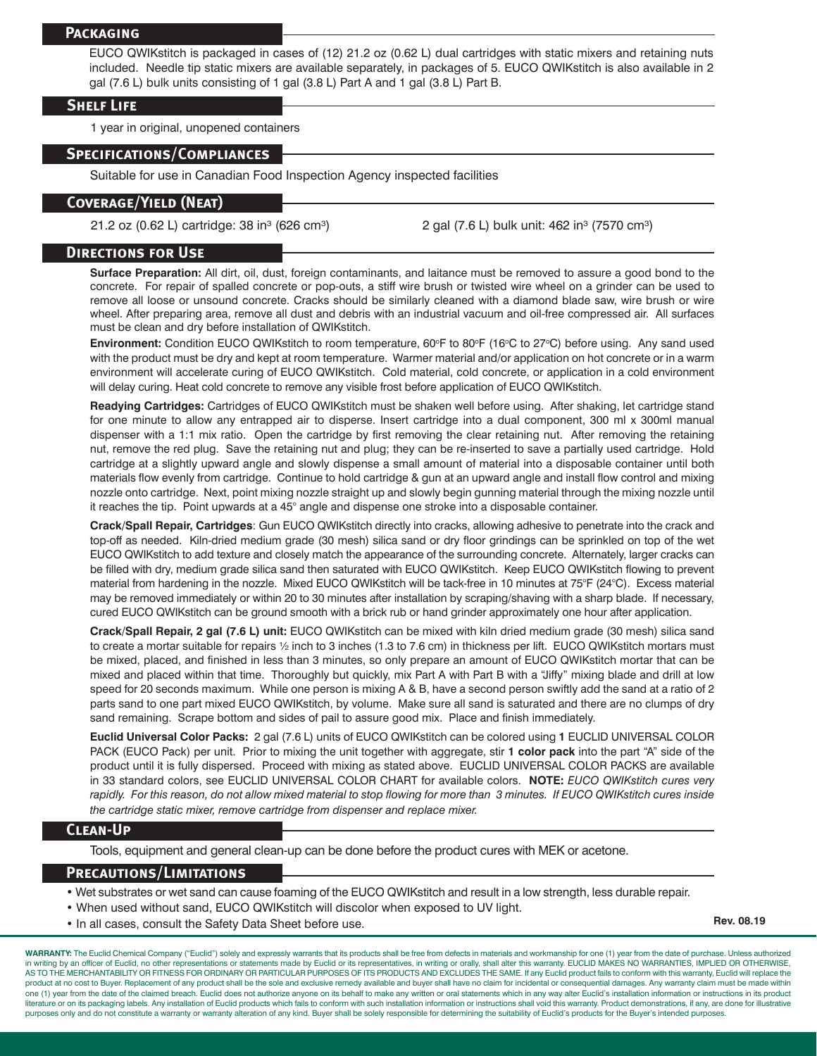## Packaging

EUCO QWIKstitch is packaged in cases of (12) 21.2 oz (0.62 L) dual cartridges with static mixers and retaining nuts included. Needle tip static mixers are available separately, in packages of 5. EUCO QWIKstitch is also available in 2 gal (7.6 L) bulk units consisting of 1 gal (3.8 L) Part A and 1 gal (3.8 L) Part B.

## Shelf Life

1 year in original, unopened containers

## Specifications/Compliances

Suitable for use in Canadian Food Inspection Agency inspected facilities

## Coverage/Yield (Neat)

21.2 oz (0.62 L) cartridge: 38 in³ (626 cm³)

2 gal (7.6 L) bulk unit: 462 in³ (7570 cm³)

## Directions for Use

**Surface Preparation:** All dirt, oil, dust, foreign contaminants, and laitance must be removed to assure a good bond to the concrete. For repair of spalled concrete or pop-outs, a stiff wire brush or twisted wire wheel on a grinder can be used to remove all loose or unsound concrete. Cracks should be similarly cleaned with a diamond blade saw, wire brush or wire wheel. After preparing area, remove all dust and debris with an industrial vacuum and oil-free compressed air. All surfaces must be clean and dry before installation of QWIKstitch.

**Environment:** Condition EUCO QWIKstitch to room temperature, 60°F to 80°F (16°C to 27°C) before using. Any sand used with the product must be dry and kept at room temperature. Warmer material and/or application on hot concrete or in a warm environment will accelerate curing of EUCO QWIKstitch. Cold material, cold concrete, or application in a cold environment will delay curing. Heat cold concrete to remove any visible frost before application of EUCO QWIKstitch.

**Readying Cartridges:** Cartridges of EUCO QWIKstitch must be shaken well before using. After shaking, let cartridge stand for one minute to allow any entrapped air to disperse. Insert cartridge into a dual component, 300 ml x 300ml manual dispenser with a 1:1 mix ratio. Open the cartridge by first removing the clear retaining nut. After removing the retaining nut, remove the red plug. Save the retaining nut and plug; they can be re-inserted to save a partially used cartridge. Hold cartridge at a slightly upward angle and slowly dispense a small amount of material into a disposable container until both materials flow evenly from cartridge. Continue to hold cartridge & gun at an upward angle and install flow control and mixing nozzle onto cartridge. Next, point mixing nozzle straight up and slowly begin gunning material through the mixing nozzle until it reaches the tip. Point upwards at a 45° angle and dispense one stroke into a disposable container.

**Crack/Spall Repair, Cartridges**: Gun EUCO QWIKstitch directly into cracks, allowing adhesive to penetrate into the crack and top-off as needed. Kiln-dried medium grade (30 mesh) silica sand or dry floor grindings can be sprinkled on top of the wet EUCO QWIKstitch to add texture and closely match the appearance of the surrounding concrete. Alternately, larger cracks can be filled with dry, medium grade silica sand then saturated with EUCO QWIKstitch. Keep EUCO QWIKstitch flowing to prevent material from hardening in the nozzle. Mixed EUCO QWIKstitch will be tack-free in 10 minutes at 75°F (24°C). Excess material may be removed immediately or within 20 to 30 minutes after installation by scraping/shaving with a sharp blade. If necessary, cured EUCO QWIKstitch can be ground smooth with a brick rub or hand grinder approximately one hour after application.

**Crack/Spall Repair, 2 gal (7.6 L) unit:** EUCO QWIKstitch can be mixed with kiln dried medium grade (30 mesh) silica sand to create a mortar suitable for repairs ½ inch to 3 inches (1.3 to 7.6 cm) in thickness per lift. EUCO QWIKstitch mortars must be mixed, placed, and finished in less than 3 minutes, so only prepare an amount of EUCO QWIKstitch mortar that can be mixed and placed within that time. Thoroughly but quickly, mix Part A with Part B with a "Jiffy" mixing blade and drill at low speed for 20 seconds maximum. While one person is mixing A & B, have a second person swiftly add the sand at a ratio of 2 parts sand to one part mixed EUCO QWIKstitch, by volume. Make sure all sand is saturated and there are no clumps of dry sand remaining. Scrape bottom and sides of pail to assure good mix. Place and finish immediately.

**Euclid Universal Color Packs:** 2 gal (7.6 L) units of EUCO QWIKstitch can be colored using **1** EUCLID UNIVERSAL COLOR PACK (EUCO Pack) per unit. Prior to mixing the unit together with aggregate, stir **1 color pack** into the part "A" side of the product until it is fully dispersed. Proceed with mixing as stated above. EUCLID UNIVERSAL COLOR PACKS are available in 33 standard colors, see EUCLID UNIVERSAL COLOR CHART for available colors. **NOTE:** *EUCO QWIKstitch cures very rapidly. For this reason, do not allow mixed material to stop flowing for more than 3 minutes. If EUCO QWIKstitch cures inside the cartridge static mixer, remove cartridge from dispenser and replace mixer.*

## Clean-Up

Tools, equipment and general clean-up can be done before the product cures with MEK or acetone.

## Precautions/Limitations

- Wet substrates or wet sand can cause foaming of the EUCO QWIKstitch and result in a low strength, less durable repair.
- When used without sand, EUCO QWIKstitch will discolor when exposed to UV light.
- In all cases, consult the Safety Data Sheet before use.

**Rev. 08.19**

**WARRANTY:** The Euclid Chemical Company ("Euclid") solely and expressly warrants that its products shall be free from defects in materials and workmanship for one (1) year from the date of purchase. Unless authorized in writing by an officer of Euclid, no other representations or statements made by Euclid or its representatives, in writing or orally, shall alter this warranty. EUCLID MAKES NO WARRANTIES, IMPLIED OR OTHERWISE, AS TO THE MERCHANTABILITY OR FITNESS FOR ORDINARY OR PARTICULAR PURPOSES OF ITS PRODUCTS AND EXCLUDES THE SAME. If any Euclid product fails to conform with this warranty, Euclid will replace the product at no cost to Buyer. Replacement of any product shall be the sole and exclusive remedy available and buyer shall have no claim for incidental or consequential damages. Any warranty claim must be made within one (1) year from the date of the claimed breach. Euclid does not authorize anyone on its behalf to make any written or oral statements which in any way alter Euclid's installation information or instructions in its product literature or on its packaging labels. Any installation of Euclid products which fails to conform with such installation information or instructions shall void this warranty. Product demonstrations, if any, are done for illustrative purposes only and do not constitute a warranty or warranty alteration of any kind. Buyer shall be solely responsible for determining the suitability of Euclid's products for the Buyer's intended purposes.